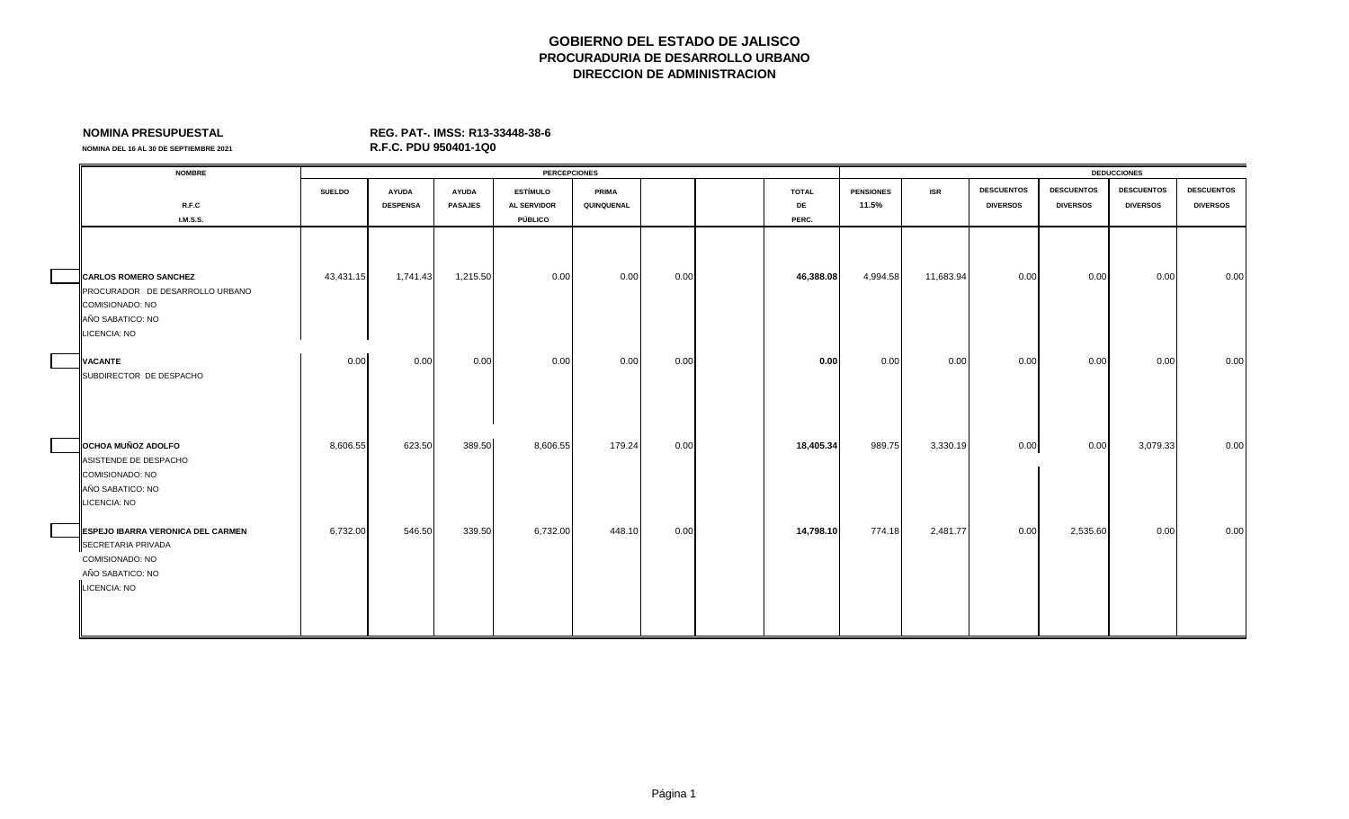# GOBIERNO DEL ESTADO DE JALISCO
## PROCURADURIA DE DESARROLLO URBANO
## DIRECCION DE ADMINISTRACION

**NOMINA PRESUPUESTAL** **REG. PAT-. IMSS: R13-33448-38-6**

**NOMINA DEL 16 AL 30 DE SEPTIEMBRE 2021** **R.F.C. PDU 950401-1Q0**

| NOMBRE | PERCEPCIONES | | | | | | | | DEDUCCIONES | | | | | |
|---|---|---|---|---|---|---|---|---|---|---|---|---|---|---|
| R.F.C<br>I.M.S.S. | SUELDO | AYUDA DESPENSA | AYUDA PASAJES | ESTÍMULO AL SERVIDOR PÚBLICO | PRIMA QUINQUENAL | | | TOTAL DE PERC. | PENSIONES 11.5% | ISR | DESCUENTOS DIVERSOS | DESCUENTOS DIVERSOS | DESCUENTOS DIVERSOS | DESCUENTOS DIVERSOS |
| **CARLOS ROMERO SANCHEZ**<br>PROCURADOR DE DESARROLLO URBANO<br>COMISIONADO: NO<br>AÑO SABATICO: NO<br>LICENCIA: NO | 43,431.15 | 1,741.43 | 1,215.50 | 0.00 | 0.00 | 0.00 | | **46,388.08** | 4,994.58 | 11,683.94 | 0.00 | 0.00 | 0.00 | 0.00 |
| **VACANTE**<br>SUBDIRECTOR DE DESPACHO | 0.00 | 0.00 | 0.00 | 0.00 | 0.00 | 0.00 | | **0.00** | 0.00 | 0.00 | 0.00 | 0.00 | 0.00 | 0.00 |
| **OCHOA MUÑOZ ADOLFO**<br>ASISTENDE DE DESPACHO<br>COMISIONADO: NO<br>AÑO SABATICO: NO<br>LICENCIA: NO | 8,606.55 | 623.50 | 389.50 | 8,606.55 | 179.24 | 0.00 | | **18,405.34** | 989.75 | 3,330.19 | 0.00 | 0.00 | 3,079.33 | 0.00 |
| **ESPEJO IBARRA VERONICA DEL CARMEN**<br>SECRETARIA PRIVADA<br>COMISIONADO: NO<br>AÑO SABATICO: NO<br>LICENCIA: NO | 6,732.00 | 546.50 | 339.50 | 6,732.00 | 448.10 | 0.00 | | **14,798.10** | 774.18 | 2,481.77 | 0.00 | 2,535.60 | 0.00 | 0.00 |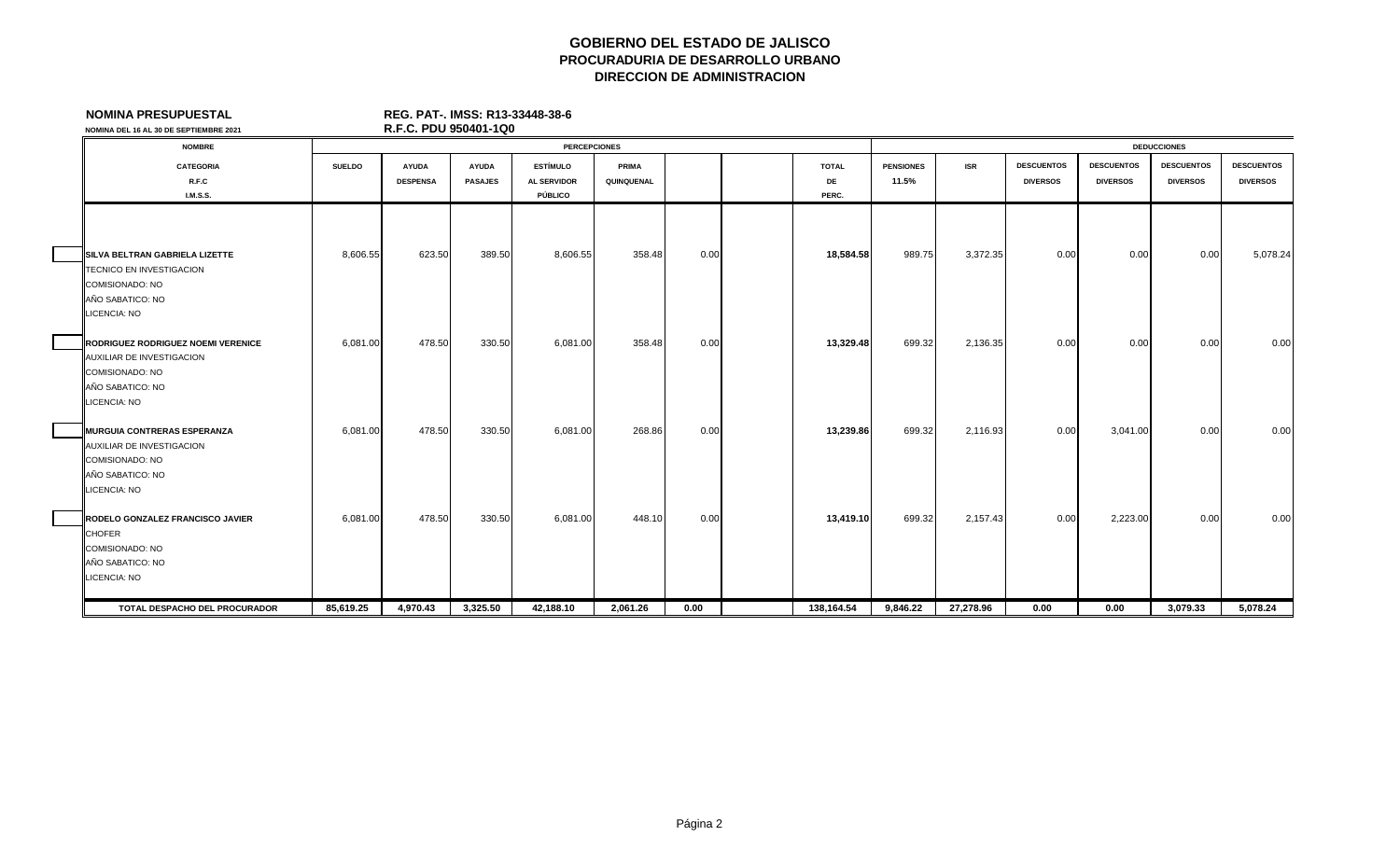**GOBIERNO DEL ESTADO DE JALISCO**
**PROCURADURIA DE DESARROLLO URBANO**
**DIRECCION DE ADMINISTRACION**

**NOMINA PRESUPUESTAL** — **REG. PAT-. IMSS: R13-33448-38-6**

**NOMINA DEL 16 AL 30 DE SEPTIEMBRE 2021** — **R.F.C. PDU 950401-1Q0**

| NOMBRE | PERCEPCIONES | | | | | | | | DEDUCCIONES | | | | | |
|---|---|---|---|---|---|---|---|---|---|---|---|---|---|---|
| CATEGORIA R.F.C I.M.S.S. | SUELDO | AYUDA DESPENSA | AYUDA PASAJES | ESTÍMULO AL SERVIDOR PÚBLICO | PRIMA QUINQUENAL | | | TOTAL DE PERC. | PENSIONES 11.5% | ISR | DESCUENTOS DIVERSOS | DESCUENTOS DIVERSOS | DESCUENTOS DIVERSOS | DESCUENTOS DIVERSOS |
| **SILVA BELTRAN GABRIELA LIZETTE**<br>TECNICO EN INVESTIGACION<br>COMISIONADO: NO<br>AÑO SABATICO: NO<br>LICENCIA: NO | 8,606.55 | 623.50 | 389.50 | 8,606.55 | 358.48 | 0.00 | | **18,584.58** | 989.75 | 3,372.35 | 0.00 | 0.00 | 0.00 | 5,078.24 |
| **RODRIGUEZ RODRIGUEZ NOEMI VERENICE**<br>AUXILIAR DE INVESTIGACION<br>COMISIONADO: NO<br>AÑO SABATICO: NO<br>LICENCIA: NO | 6,081.00 | 478.50 | 330.50 | 6,081.00 | 358.48 | 0.00 | | **13,329.48** | 699.32 | 2,136.35 | 0.00 | 0.00 | 0.00 | 0.00 |
| **MURGUIA CONTRERAS ESPERANZA**<br>AUXILIAR DE INVESTIGACION<br>COMISIONADO: NO<br>AÑO SABATICO: NO<br>LICENCIA: NO | 6,081.00 | 478.50 | 330.50 | 6,081.00 | 268.86 | 0.00 | | **13,239.86** | 699.32 | 2,116.93 | 0.00 | 3,041.00 | 0.00 | 0.00 |
| **RODELO GONZALEZ FRANCISCO JAVIER**<br>CHOFER<br>COMISIONADO: NO<br>AÑO SABATICO: NO<br>LICENCIA: NO | 6,081.00 | 478.50 | 330.50 | 6,081.00 | 448.10 | 0.00 | | **13,419.10** | 699.32 | 2,157.43 | 0.00 | 2,223.00 | 0.00 | 0.00 |
| **TOTAL DESPACHO DEL PROCURADOR** | **85,619.25** | **4,970.43** | **3,325.50** | **42,188.10** | **2,061.26** | **0.00** | | **138,164.54** | **9,846.22** | **27,278.96** | **0.00** | **0.00** | **3,079.33** | **5,078.24** |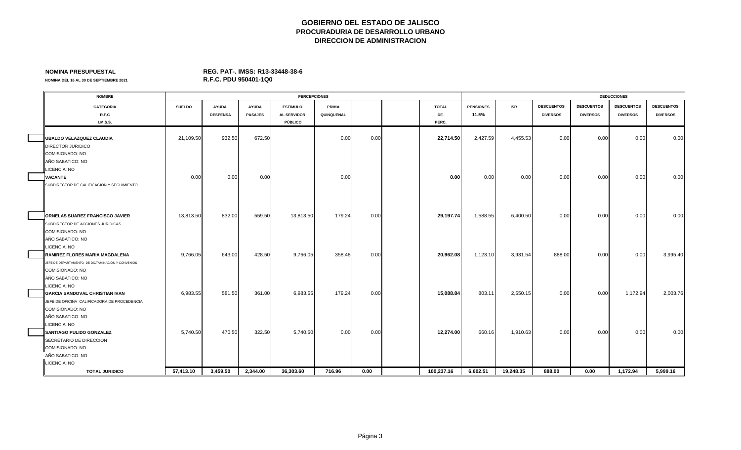# GOBIERNO DEL ESTADO DE JALISCO
## PROCURADURIA DE DESARROLLO URBANO
## DIRECCION DE ADMINISTRACION

**NOMINA PRESUPUESTAL** **REG. PAT-. IMSS: R13-33448-38-6**

**NOMINA DEL 16 AL 30 DE SEPTIEMBRE 2021** **R.F.C. PDU 950401-1Q0**

| NOMBRE | PERCEPCIONES | | | | | | | | DEDUCCIONES | | | | | |
|---|---|---|---|---|---|---|---|---|---|---|---|---|---|---|
| CATEGORIA R.F.C I.M.S.S. | SUELDO | AYUDA DESPENSA | AYUDA PASAJES | ESTÍMULO AL SERVIDOR PÚBLICO | PRIMA QUINQUENAL | | | TOTAL DE PERC. | PENSIONES 11.5% | ISR | DESCUENTOS DIVERSOS | DESCUENTOS DIVERSOS | DESCUENTOS DIVERSOS | DESCUENTOS DIVERSOS |
| **UBALDO VELAZQUEZ CLAUDIA** | 21,109.50 | 932.50 | 672.50 | | 0.00 | 0.00 | | **22,714.50** | 2,427.59 | 4,455.53 | 0.00 | 0.00 | 0.00 | 0.00 |
| DIRECTOR JURIDICO | | | | | | | | | | | | | | |
| COMISIONADO: NO | | | | | | | | | | | | | | |
| AÑO SABATICO: NO | | | | | | | | | | | | | | |
| LICENCIA: NO | | | | | | | | | | | | | | |
| **VACANTE** | 0.00 | 0.00 | 0.00 | | 0.00 | | | **0.00** | 0.00 | 0.00 | 0.00 | 0.00 | 0.00 | 0.00 |
| SUBDIRECTOR DE CALIFICACION Y SEGUIMIENTO | | | | | | | | | | | | | | |
| **ORNELAS SUAREZ FRANCISCO JAVIER** | 13,813.50 | 832.00 | 559.50 | 13,813.50 | 179.24 | 0.00 | | **29,197.74** | 1,588.55 | 6,400.50 | 0.00 | 0.00 | 0.00 | 0.00 |
| SUBDIRECTOR DE ACCIONES JURIDICAS | | | | | | | | | | | | | | |
| COMISIONADO: NO | | | | | | | | | | | | | | |
| AÑO SABATICO: NO | | | | | | | | | | | | | | |
| LICENCIA: NO | | | | | | | | | | | | | | |
| **RAMIREZ FLORES MARIA MAGDALENA** | 9,766.05 | 643.00 | 428.50 | 9,766.05 | 358.48 | 0.00 | | **20,962.08** | 1,123.10 | 3,931.54 | 888.00 | 0.00 | 0.00 | 3,995.40 |
| JEFE DE DEPARTAMENTO DE DICTAMINACION Y CONVENIOS | | | | | | | | | | | | | | |
| COMISIONADO: NO | | | | | | | | | | | | | | |
| AÑO SABATICO: NO | | | | | | | | | | | | | | |
| LICENCIA: NO | | | | | | | | | | | | | | |
| **GARCIA SANDOVAL CHRISTIAN IVAN** | 6,983.55 | 581.50 | 361.00 | 6,983.55 | 179.24 | 0.00 | | **15,088.84** | 803.11 | 2,550.15 | 0.00 | 0.00 | 1,172.94 | 2,003.76 |
| JEFE DE OFICINA CALIFICADORA DE PROCEDENCIA | | | | | | | | | | | | | | |
| COMISIONADO: NO | | | | | | | | | | | | | | |
| AÑO SABATICO: NO | | | | | | | | | | | | | | |
| LICENCIA: NO | | | | | | | | | | | | | | |
| **SANTIAGO PULIDO GONZALEZ** | 5,740.50 | 470.50 | 322.50 | 5,740.50 | 0.00 | 0.00 | | **12,274.00** | 660.16 | 1,910.63 | 0.00 | 0.00 | 0.00 | 0.00 |
| SECRETARIO DE DIRECCION | | | | | | | | | | | | | | |
| COMISIONADO: NO | | | | | | | | | | | | | | |
| AÑO SABATICO: NO | | | | | | | | | | | | | | |
| LICENCIA: NO | | | | | | | | | | | | | | |
| **TOTAL JURIDICO** | **57,413.10** | **3,459.50** | **2,344.00** | **36,303.60** | **716.96** | **0.00** | | **100,237.16** | **6,602.51** | **19,248.35** | **888.00** | **0.00** | **1,172.94** | **5,999.16** |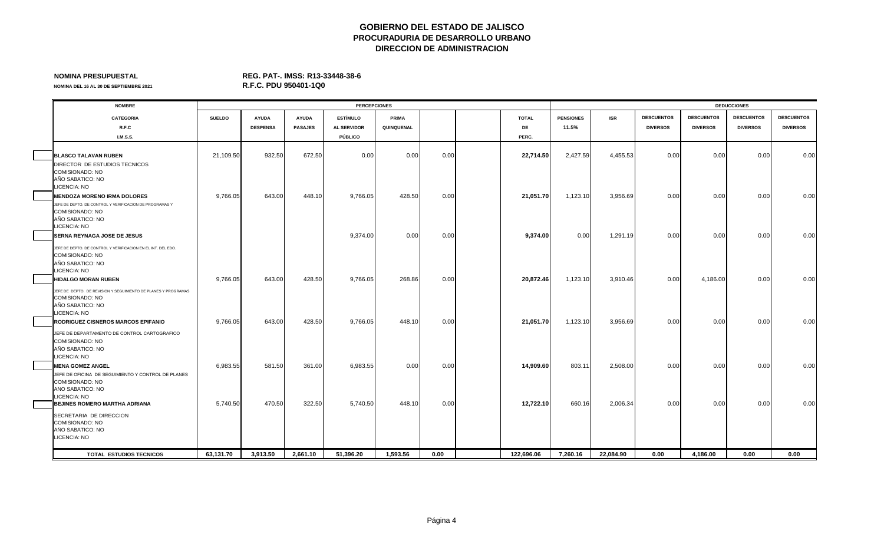# GOBIERNO DEL ESTADO DE JALISCO
## PROCURADURIA DE DESARROLLO URBANO
## DIRECCION DE ADMINISTRACION

**NOMINA PRESUPUESTAL** **REG. PAT-. IMSS: R13-33448-38-6**

**NOMINA DEL 16 AL 30 DE SEPTIEMBRE 2021** **R.F.C. PDU 950401-1Q0**

| NOMBRE / CATEGORIA / R.F.C / I.M.S.S. | PERCEPCIONES: SUELDO | AYUDA DESPENSA | AYUDA PASAJES | ESTÍMULO AL SERVIDOR PÚBLICO | PRIMA QUINQUENAL | | | TOTAL DE PERC. | DEDUCCIONES: PENSIONES 11.5% | ISR | DESCUENTOS DIVERSOS | DESCUENTOS DIVERSOS | DESCUENTOS DIVERSOS | DESCUENTOS DIVERSOS |
|---|---|---|---|---|---|---|---|---|---|---|---|---|---|---|
| **BLASCO TALAVAN RUBEN**<br>DIRECTOR DE ESTUDIOS TECNICOS<br>COMISIONADO: NO<br>AÑO SABATICO: NO<br>LICENCIA: NO | 21,109.50 | 932.50 | 672.50 | 0.00 | 0.00 | 0.00 | | **22,714.50** | 2,427.59 | 4,455.53 | 0.00 | 0.00 | 0.00 | 0.00 |
| **MENDOZA MORENO IRMA DOLORES**<br>JEFE DE DEPTO. DE CONTROL Y VERIFICACION DE PROGRAMAS Y<br>COMISIONADO: NO<br>AÑO SABATICO: NO<br>LICENCIA: NO | 9,766.05 | 643.00 | 448.10 | 9,766.05 | 428.50 | 0.00 | | **21,051.70** | 1,123.10 | 3,956.69 | 0.00 | 0.00 | 0.00 | 0.00 |
| **SERNA REYNAGA JOSE DE JESUS**<br>JEFE DE DEPTO. DE CONTROL Y VERIFICACION EN EL INT. DEL EDO.<br>COMISIONADO: NO<br>AÑO SABATICO: NO<br>LICENCIA: NO | | | | 9,374.00 | 0.00 | 0.00 | | **9,374.00** | 0.00 | 1,291.19 | 0.00 | 0.00 | 0.00 | 0.00 |
| **HIDALGO MORAN RUBEN**<br>JEFE DE DEPTO. DE REVISION Y SEGUIMIENTO DE PLANES Y PROGRAMAS<br>COMISIONADO: NO<br>AÑO SABATICO: NO<br>LICENCIA: NO | 9,766.05 | 643.00 | 428.50 | 9,766.05 | 268.86 | 0.00 | | **20,872.46** | 1,123.10 | 3,910.46 | 0.00 | 4,186.00 | 0.00 | 0.00 |
| **RODRIGUEZ CISNEROS MARCOS EPIFANIO**<br>JEFE DE DEPARTAMENTO DE CONTROL CARTOGRAFICO<br>COMISIONADO: NO<br>AÑO SABATICO: NO<br>LICENCIA: NO | 9,766.05 | 643.00 | 428.50 | 9,766.05 | 448.10 | 0.00 | | **21,051.70** | 1,123.10 | 3,956.69 | 0.00 | 0.00 | 0.00 | 0.00 |
| **MENA GOMEZ ANGEL**<br>JEFE DE OFICINA DE SEGUIMIENTO Y CONTROL DE PLANES<br>COMISIONADO: NO<br>ANO SABATICO: NO<br>LICENCIA: NO | 6,983.55 | 581.50 | 361.00 | 6,983.55 | 0.00 | 0.00 | | **14,909.60** | 803.11 | 2,508.00 | 0.00 | 0.00 | 0.00 | 0.00 |
| **BEJINES ROMERO MARTHA ADRIANA**<br>SECRETARIA DE DIRECCION<br>COMISIONADO: NO<br>ANO SABATICO: NO<br>LICENCIA: NO | 5,740.50 | 470.50 | 322.50 | 5,740.50 | 448.10 | 0.00 | | **12,722.10** | 660.16 | 2,006.34 | 0.00 | 0.00 | 0.00 | 0.00 |
| **TOTAL ESTUDIOS TECNICOS** | **63,131.70** | **3,913.50** | **2,661.10** | **51,396.20** | **1,593.56** | **0.00** | | **122,696.06** | **7,260.16** | **22,084.90** | **0.00** | **4,186.00** | **0.00** | **0.00** |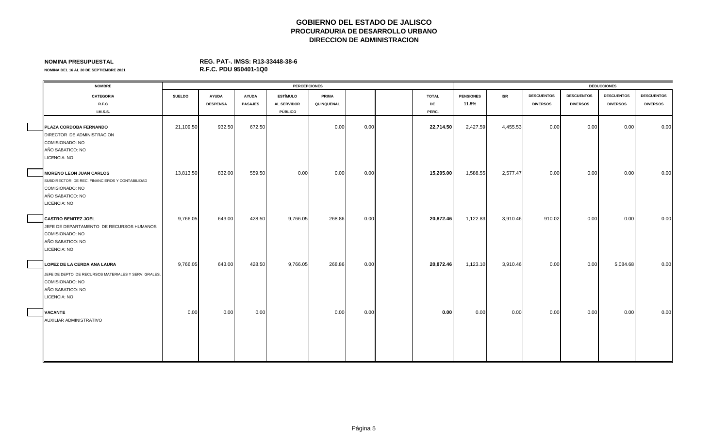# GOBIERNO DEL ESTADO DE JALISCO
## PROCURADURIA DE DESARROLLO URBANO
## DIRECCION DE ADMINISTRACION

**NOMINA PRESUPUESTAL** **REG. PAT-. IMSS: R13-33448-38-6**

**NOMINA DEL 16 AL 30 DE SEPTIEMBRE 2021** **R.F.C. PDU 950401-1Q0**

| NOMBRE | PERCEPCIONES | | | | | | | | DEDUCCIONES | | | | | |
|---|---|---|---|---|---|---|---|---|---|---|---|---|---|---|
| CATEGORIA<br>R.F.C<br>I.M.S.S. | SUELDO | AYUDA DESPENSA | AYUDA PASAJES | ESTÍMULO AL SERVIDOR PÚBLICO | PRIMA QUINQUENAL | | | TOTAL DE PERC. | PENSIONES 11.5% | ISR | DESCUENTOS DIVERSOS | DESCUENTOS DIVERSOS | DESCUENTOS DIVERSOS | DESCUENTOS DIVERSOS |
| **PLAZA CORDOBA FERNANDO**<br>DIRECTOR DE ADMINISTRACION<br>COMISIONADO: NO<br>AÑO SABATICO: NO<br>LICENCIA: NO | 21,109.50 | 932.50 | 672.50 | | 0.00 | 0.00 | | **22,714.50** | 2,427.59 | 4,455.53 | 0.00 | 0.00 | 0.00 | 0.00 |
| **MORENO LEON JUAN CARLOS**<br>SUBDIRECTOR DE REC. FINANCIEROS Y CONTABILIDAD<br>COMISIONADO: NO<br>AÑO SABATICO: NO<br>LICENCIA: NO | 13,813.50 | 832.00 | 559.50 | 0.00 | 0.00 | 0.00 | | **15,205.00** | 1,588.55 | 2,577.47 | 0.00 | 0.00 | 0.00 | 0.00 |
| **CASTRO BENITEZ JOEL**<br>JEFE DE DEPARTAMENTO DE RECURSOS HUMANOS<br>COMISIONADO: NO<br>AÑO SABATICO: NO<br>LICENCIA: NO | 9,766.05 | 643.00 | 428.50 | 9,766.05 | 268.86 | 0.00 | | **20,872.46** | 1,122.83 | 3,910.46 | 910.02 | 0.00 | 0.00 | 0.00 |
| **LOPEZ DE LA CERDA ANA LAURA**<br>JEFE DE DEPTO. DE RECURSOS MATERIALES Y SERV. GRALES.<br>COMISIONADO: NO<br>AÑO SABATICO: NO<br>LICENCIA: NO | 9,766.05 | 643.00 | 428.50 | 9,766.05 | 268.86 | 0.00 | | **20,872.46** | 1,123.10 | 3,910.46 | 0.00 | 0.00 | 5,084.68 | 0.00 |
| **VACANTE**<br>AUXILIAR ADMINISTRATIVO | 0.00 | 0.00 | 0.00 | | 0.00 | 0.00 | | **0.00** | 0.00 | 0.00 | 0.00 | 0.00 | 0.00 | 0.00 |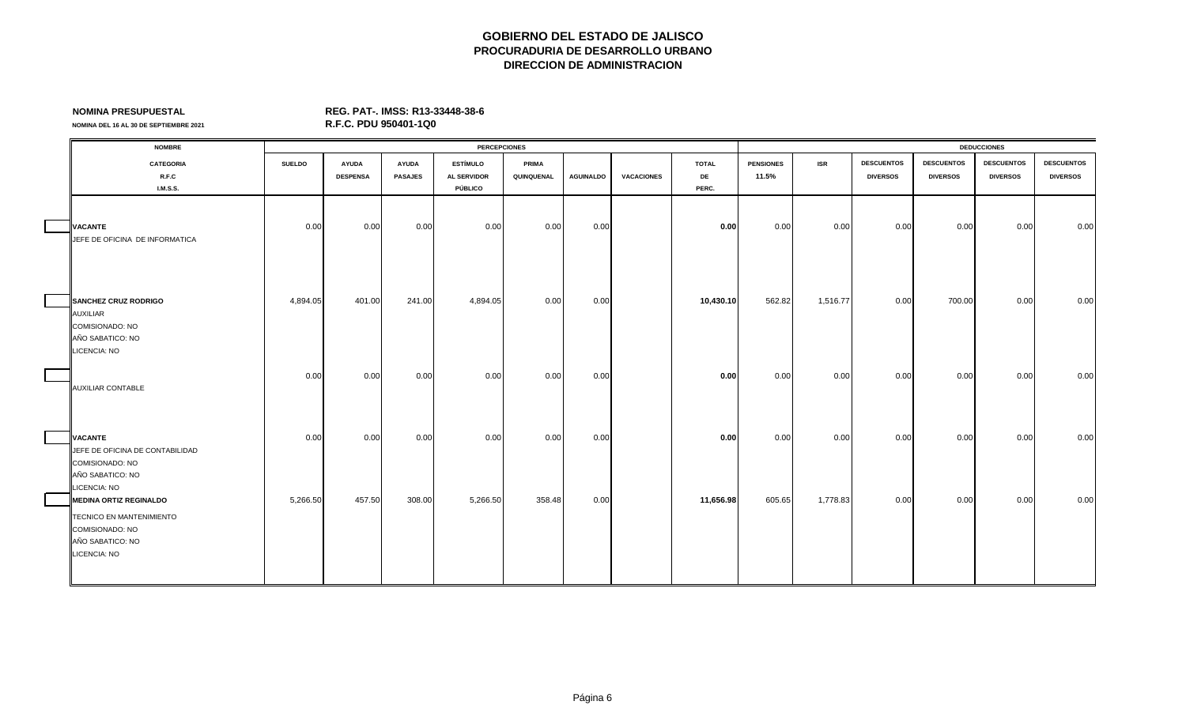# GOBIERNO DEL ESTADO DE JALISCO
## PROCURADURIA DE DESARROLLO URBANO
## DIRECCION DE ADMINISTRACION

**NOMINA PRESUPUESTAL** **REG. PAT-. IMSS: R13-33448-38-6**

**NOMINA DEL 16 AL 30 DE SEPTIEMBRE 2021** **R.F.C. PDU 950401-1Q0**

| NOMBRE | PERCEPCIONES | | | | | | | | DEDUCCIONES | | | | | |
|---|---|---|---|---|---|---|---|---|---|---|---|---|---|---|
| CATEGORIA R.F.C I.M.S.S. | SUELDO | AYUDA DESPENSA | AYUDA PASAJES | ESTÍMULO AL SERVIDOR PÚBLICO | PRIMA QUINQUENAL | AGUINALDO | VACACIONES | TOTAL DE PERC. | PENSIONES 11.5% | ISR | DESCUENTOS DIVERSOS | DESCUENTOS DIVERSOS | DESCUENTOS DIVERSOS | DESCUENTOS DIVERSOS |
| **VACANTE**<br>JEFE DE OFICINA DE INFORMATICA | 0.00 | 0.00 | 0.00 | 0.00 | 0.00 | 0.00 | | **0.00** | 0.00 | 0.00 | 0.00 | 0.00 | 0.00 | 0.00 |
| **SANCHEZ CRUZ RODRIGO**<br>AUXILIAR<br>COMISIONADO: NO<br>AÑO SABATICO: NO<br>LICENCIA: NO | 4,894.05 | 401.00 | 241.00 | 4,894.05 | 0.00 | 0.00 | | **10,430.10** | 562.82 | 1,516.77 | 0.00 | 700.00 | 0.00 | 0.00 |
| AUXILIAR CONTABLE | 0.00 | 0.00 | 0.00 | 0.00 | 0.00 | 0.00 | | **0.00** | 0.00 | 0.00 | 0.00 | 0.00 | 0.00 | 0.00 |
| **VACANTE**<br>JEFE DE OFICINA DE CONTABILIDAD<br>COMISIONADO: NO<br>AÑO SABATICO: NO<br>LICENCIA: NO | 0.00 | 0.00 | 0.00 | 0.00 | 0.00 | 0.00 | | **0.00** | 0.00 | 0.00 | 0.00 | 0.00 | 0.00 | 0.00 |
| **MEDINA ORTIZ REGINALDO**<br>TECNICO EN MANTENIMIENTO<br>COMISIONADO: NO<br>AÑO SABATICO: NO<br>LICENCIA: NO | 5,266.50 | 457.50 | 308.00 | 5,266.50 | 358.48 | 0.00 | | **11,656.98** | 605.65 | 1,778.83 | 0.00 | 0.00 | 0.00 | 0.00 |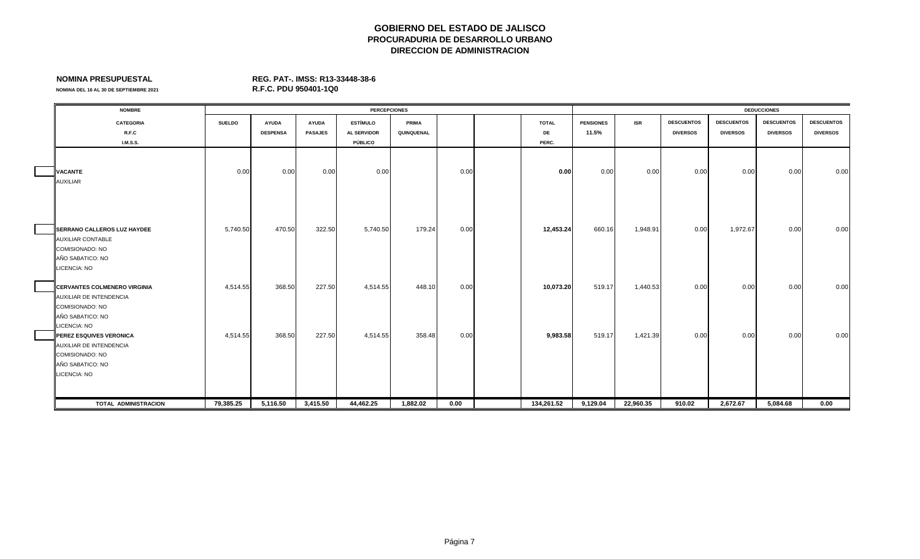# GOBIERNO DEL ESTADO DE JALISCO
## PROCURADURIA DE DESARROLLO URBANO
## DIRECCION DE ADMINISTRACION

**NOMINA PRESUPUESTAL** **REG. PAT-. IMSS: R13-33448-38-6**

**NOMINA DEL 16 AL 30 DE SEPTIEMBRE 2021** **R.F.C. PDU 950401-1Q0**

| NOMBRE | PERCEPCIONES | | | | | | | | DEDUCCIONES | | | | | |
|---|---|---|---|---|---|---|---|---|---|---|---|---|---|---|
| CATEGORIA R.F.C I.M.S.S. | SUELDO | AYUDA DESPENSA | AYUDA PASAJES | ESTÍMULO AL SERVIDOR PÚBLICO | PRIMA QUINQUENAL | | | TOTAL DE PERC. | PENSIONES 11.5% | ISR | DESCUENTOS DIVERSOS | DESCUENTOS DIVERSOS | DESCUENTOS DIVERSOS | DESCUENTOS DIVERSOS |
| **VACANTE**<br>AUXILIAR | 0.00 | 0.00 | 0.00 | 0.00 | | 0.00 | | **0.00** | 0.00 | 0.00 | 0.00 | 0.00 | 0.00 | 0.00 |
| **SERRANO CALLEROS LUZ HAYDEE**<br>AUXILIAR CONTABLE<br>COMISIONADO: NO<br>AÑO SABATICO: NO<br>LICENCIA: NO | 5,740.50 | 470.50 | 322.50 | 5,740.50 | 179.24 | 0.00 | | **12,453.24** | 660.16 | 1,948.91 | 0.00 | 1,972.67 | 0.00 | 0.00 |
| **CERVANTES COLMENERO VIRGINIA**<br>AUXILIAR DE INTENDENCIA<br>COMISIONADO: NO<br>AÑO SABATICO: NO<br>LICENCIA: NO | 4,514.55 | 368.50 | 227.50 | 4,514.55 | 448.10 | 0.00 | | **10,073.20** | 519.17 | 1,440.53 | 0.00 | 0.00 | 0.00 | 0.00 |
| **PEREZ ESQUIVES VERONICA**<br>AUXILIAR DE INTENDENCIA<br>COMISIONADO: NO<br>AÑO SABATICO: NO<br>LICENCIA: NO | 4,514.55 | 368.50 | 227.50 | 4,514.55 | 358.48 | 0.00 | | **9,983.58** | 519.17 | 1,421.39 | 0.00 | 0.00 | 0.00 | 0.00 |
| **TOTAL ADMINISTRACION** | **79,385.25** | **5,116.50** | **3,415.50** | **44,462.25** | **1,882.02** | **0.00** | | **134,261.52** | **9,129.04** | **22,960.35** | **910.02** | **2,672.67** | **5,084.68** | **0.00** |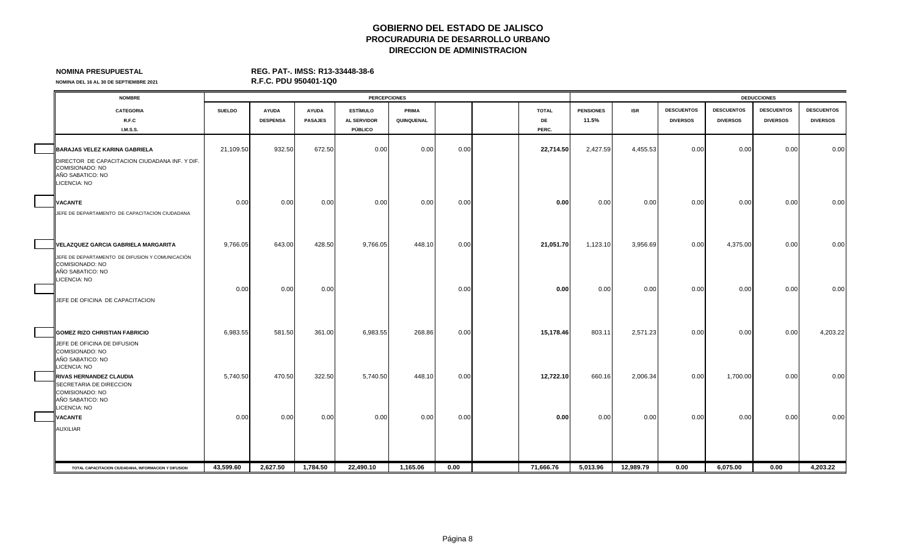# GOBIERNO DEL ESTADO DE JALISCO
## PROCURADURIA DE DESARROLLO URBANO
## DIRECCION DE ADMINISTRACION

**NOMINA PRESUPUESTAL** **REG. PAT-. IMSS: R13-33448-38-6**

**NOMINA DEL 16 AL 30 DE SEPTIEMBRE 2021** **R.F.C. PDU 950401-1Q0**

| NOMBRE | PERCEPCIONES | | | | | | | | DEDUCCIONES | | | | | |
|---|---|---|---|---|---|---|---|---|---|---|---|---|---|---|
| CATEGORIA R.F.C I.M.S.S. | SUELDO | AYUDA DESPENSA | AYUDA PASAJES | ESTÍMULO AL SERVIDOR PÚBLICO | PRIMA QUINQUENAL | | | TOTAL DE PERC. | PENSIONES 11.5% | ISR | DESCUENTOS DIVERSOS | DESCUENTOS DIVERSOS | DESCUENTOS DIVERSOS | DESCUENTOS DIVERSOS |
| **BARAJAS VELEZ KARINA GABRIELA**<br>DIRECTOR DE CAPACITACION CIUDADANA INF. Y DIF.<br>COMISIONADO: NO<br>AÑO SABATICO: NO<br>LICENCIA: NO | 21,109.50 | 932.50 | 672.50 | 0.00 | 0.00 | 0.00 | | **22,714.50** | 2,427.59 | 4,455.53 | 0.00 | 0.00 | 0.00 | 0.00 |
| **VACANTE**<br>JEFE DE DEPARTAMENTO DE CAPACITACION CIUDADANA | 0.00 | 0.00 | 0.00 | 0.00 | 0.00 | 0.00 | | **0.00** | 0.00 | 0.00 | 0.00 | 0.00 | 0.00 | 0.00 |
| **VELAZQUEZ GARCIA GABRIELA MARGARITA**<br>JEFE DE DEPARTAMENTO DE DIFUSION Y COMUNICACIÓN<br>COMISIONADO: NO<br>AÑO SABATICO: NO<br>LICENCIA: NO | 9,766.05 | 643.00 | 428.50 | 9,766.05 | 448.10 | 0.00 | | **21,051.70** | 1,123.10 | 3,956.69 | 0.00 | 4,375.00 | 0.00 | 0.00 |
| JEFE DE OFICINA DE CAPACITACION | 0.00 | 0.00 | 0.00 | | | 0.00 | | **0.00** | 0.00 | 0.00 | 0.00 | 0.00 | 0.00 | 0.00 |
| **GOMEZ RIZO CHRISTIAN FABRICIO**<br>JEFE DE OFICINA DE DIFUSION<br>COMISIONADO: NO<br>AÑO SABATICO: NO<br>LICENCIA: NO | 6,983.55 | 581.50 | 361.00 | 6,983.55 | 268.86 | 0.00 | | **15,178.46** | 803.11 | 2,571.23 | 0.00 | 0.00 | 0.00 | 4,203.22 |
| **RIVAS HERNANDEZ CLAUDIA**<br>SECRETARIA DE DIRECCION<br>COMISIONADO: NO<br>AÑO SABATICO: NO<br>LICENCIA: NO | 5,740.50 | 470.50 | 322.50 | 5,740.50 | 448.10 | 0.00 | | **12,722.10** | 660.16 | 2,006.34 | 0.00 | 1,700.00 | 0.00 | 0.00 |
| **VACANTE**<br>AUXILIAR | 0.00 | 0.00 | 0.00 | 0.00 | 0.00 | 0.00 | | **0.00** | 0.00 | 0.00 | 0.00 | 0.00 | 0.00 | 0.00 |
| TOTAL CAPACITACION CIUDADANA, INFORMACION Y DIFUSION | **43,599.60** | **2,627.50** | **1,784.50** | **22,490.10** | **1,165.06** | **0.00** | | **71,666.76** | **5,013.96** | **12,989.79** | **0.00** | **6,075.00** | **0.00** | **4,203.22** |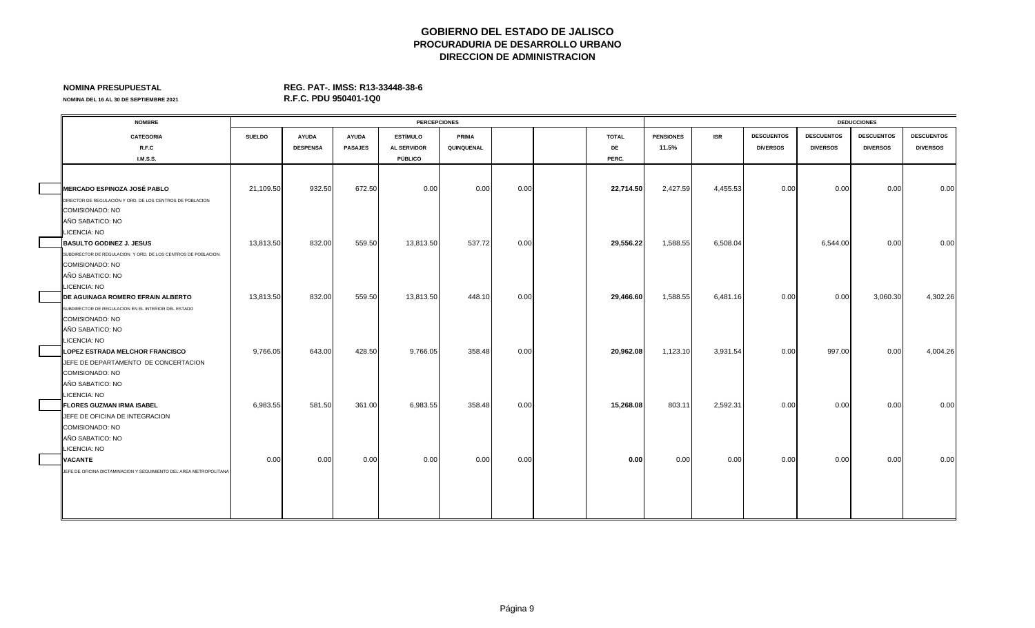# GOBIERNO DEL ESTADO DE JALISCO
## PROCURADURIA DE DESARROLLO URBANO
## DIRECCION DE ADMINISTRACION

**NOMINA PRESUPUESTAL** — **REG. PAT-. IMSS: R13-33448-38-6**

**NOMINA DEL 16 AL 30 DE SEPTIEMBRE 2021** — **R.F.C. PDU 950401-1Q0**

| NOMBRE | PERCEPCIONES | | | | | | | | DEDUCCIONES | | | | | |
|---|---|---|---|---|---|---|---|---|---|---|---|---|---|---|
| CATEGORIA R.F.C I.M.S.S. | SUELDO | AYUDA DESPENSA | AYUDA PASAJES | ESTÍMULO AL SERVIDOR PÚBLICO | PRIMA QUINQUENAL | | | TOTAL DE PERC. | PENSIONES 11.5% | ISR | DESCUENTOS DIVERSOS | DESCUENTOS DIVERSOS | DESCUENTOS DIVERSOS | DESCUENTOS DIVERSOS |
| **MERCADO ESPINOZA JOSÉ PABLO**<br>DIRECTOR DE REGULACIÓN Y ORD. DE LOS CENTROS DE POBLACION<br>COMISIONADO: NO<br>AÑO SABATICO: NO<br>LICENCIA: NO | 21,109.50 | 932.50 | 672.50 | 0.00 | 0.00 | 0.00 | | **22,714.50** | 2,427.59 | 4,455.53 | 0.00 | 0.00 | 0.00 | 0.00 |
| **BASULTO GODINEZ J. JESUS**<br>SUBDIRECTOR DE REGULACION Y ORD. DE LOS CENTROS DE POBLACION<br>COMISIONADO: NO<br>AÑO SABATICO: NO<br>LICENCIA: NO | 13,813.50 | 832.00 | 559.50 | 13,813.50 | 537.72 | 0.00 | | **29,556.22** | 1,588.55 | 6,508.04 | | 6,544.00 | 0.00 | 0.00 |
| **DE AGUINAGA ROMERO EFRAIN ALBERTO**<br>SUBDIRECTOR DE REGULACION EN EL INTERIOR DEL ESTADO<br>COMISIONADO: NO<br>AÑO SABATICO: NO<br>LICENCIA: NO | 13,813.50 | 832.00 | 559.50 | 13,813.50 | 448.10 | 0.00 | | **29,466.60** | 1,588.55 | 6,481.16 | 0.00 | 0.00 | 3,060.30 | 4,302.26 |
| **LOPEZ ESTRADA MELCHOR FRANCISCO**<br>JEFE DE DEPARTAMENTO DE CONCERTACION<br>COMISIONADO: NO<br>AÑO SABATICO: NO<br>LICENCIA: NO | 9,766.05 | 643.00 | 428.50 | 9,766.05 | 358.48 | 0.00 | | **20,962.08** | 1,123.10 | 3,931.54 | 0.00 | 997.00 | 0.00 | 4,004.26 |
| **FLORES GUZMAN IRMA ISABEL**<br>JEFE DE OFICINA DE INTEGRACION<br>COMISIONADO: NO<br>AÑO SABATICO: NO<br>LICENCIA: NO | 6,983.55 | 581.50 | 361.00 | 6,983.55 | 358.48 | 0.00 | | **15,268.08** | 803.11 | 2,592.31 | 0.00 | 0.00 | 0.00 | 0.00 |
| **VACANTE**<br>JEFE DE OFICINA DICTAMINACION Y SEGUIMIENTO DEL AREA METROPOLITANA | 0.00 | 0.00 | 0.00 | 0.00 | 0.00 | 0.00 | | **0.00** | 0.00 | 0.00 | 0.00 | 0.00 | 0.00 | 0.00 |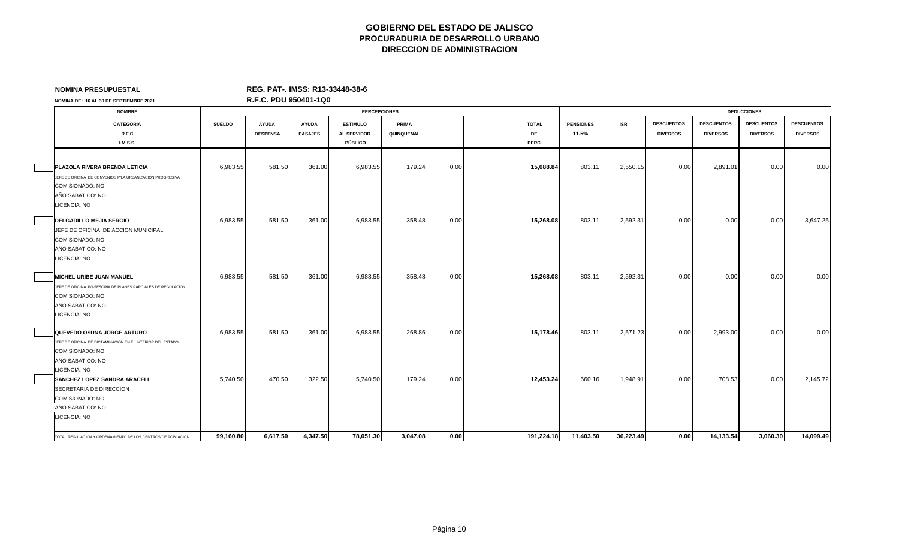**GOBIERNO DEL ESTADO DE JALISCO**
**PROCURADURIA DE DESARROLLO URBANO**
**DIRECCION DE ADMINISTRACION**

**NOMINA PRESUPUESTAL** — **REG. PAT-. IMSS: R13-33448-38-6**

**NOMINA DEL 16 AL 30 DE SEPTIEMBRE 2021** — **R.F.C. PDU 950401-1Q0**

| NOMBRE | PERCEPCIONES | | | | | | | | DEDUCCIONES | | | | | |
|---|---|---|---|---|---|---|---|---|---|---|---|---|---|---|
| CATEGORIA<br>R.F.C<br>I.M.S.S. | SUELDO | AYUDA DESPENSA | AYUDA PASAJES | ESTÍMULO AL SERVIDOR PÚBLICO | PRIMA QUINQUENAL | | | TOTAL DE PERC. | PENSIONES 11.5% | ISR | DESCUENTOS DIVERSOS | DESCUENTOS DIVERSOS | DESCUENTOS DIVERSOS | DESCUENTOS DIVERSOS |
| **PLAZOLA RIVERA BRENDA LETICIA**<br>JEFE DE OFICINA DE CONVENIOS P/LA URBANIZACION PROGRESIVA<br>COMISIONADO: NO<br>AÑO SABATICO: NO<br>LICENCIA: NO | 6,983.55 | 581.50 | 361.00 | 6,983.55 | 179.24 | 0.00 | | **15,088.84** | 803.11 | 2,550.15 | 0.00 | 2,891.01 | 0.00 | 0.00 |
| **DELGADILLO MEJIA SERGIO**<br>JEFE DE OFICINA DE ACCION MUNICIPAL<br>COMISIONADO: NO<br>AÑO SABATICO: NO<br>LICENCIA: NO | 6,983.55 | 581.50 | 361.00 | 6,983.55 | 358.48 | 0.00 | | **15,268.08** | 803.11 | 2,592.31 | 0.00 | 0.00 | 0.00 | 3,647.25 |
| **MICHEL URIBE JUAN MANUEL**<br>JEFE DE OFICINA P/ASESORIA DE PLANES PARCIALES DE REGULACION<br>COMISIONADO: NO<br>AÑO SABATICO: NO<br>LICENCIA: NO | 6,983.55 | 581.50 | 361.00 | 6,983.55 | 358.48 | 0.00 | | **15,268.08** | 803.11 | 2,592.31 | 0.00 | 0.00 | 0.00 | 0.00 |
| **QUEVEDO OSUNA JORGE ARTURO**<br>JEFE DE OFICINA DE DICTAMINACION EN EL INTERIOR DEL ESTADO<br>COMISIONADO: NO<br>AÑO SABATICO: NO<br>LICENCIA: NO | 6,983.55 | 581.50 | 361.00 | 6,983.55 | 268.86 | 0.00 | | **15,178.46** | 803.11 | 2,571.23 | 0.00 | 2,993.00 | 0.00 | 0.00 |
| **SANCHEZ LOPEZ SANDRA ARACELI**<br>SECRETARIA DE DIRECCION<br>COMISIONADO: NO<br>AÑO SABATICO: NO<br>LICENCIA: NO | 5,740.50 | 470.50 | 322.50 | 5,740.50 | 179.24 | 0.00 | | **12,453.24** | 660.16 | 1,948.91 | 0.00 | 708.53 | 0.00 | 2,145.72 |
| TOTAL REGULACION Y ORDENAMIENTO DE LOS CENTROS DE POBLACION | **99,160.80** | **6,617.50** | **4,347.50** | **78,051.30** | **3,047.08** | **0.00** | | **191,224.18** | **11,403.50** | **36,223.49** | **0.00** | **14,133.54** | **3,060.30** | **14,099.49** |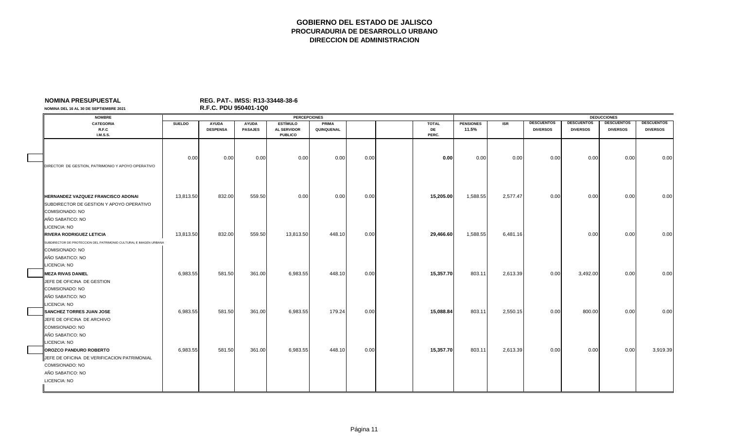# GOBIERNO DEL ESTADO DE JALISCO
## PROCURADURIA DE DESARROLLO URBANO
## DIRECCION DE ADMINISTRACION

**NOMINA PRESUPUESTAL** — **REG. PAT-. IMSS: R13-33448-38-6**

**NOMINA DEL 16 AL 30 DE SEPTIEMBRE 2021** — **R.F.C. PDU 950401-1Q0**

| NOMBRE / CATEGORIA / R.F.C / I.M.S.S. | PERCEPCIONES | | | | | | | | DEDUCCIONES | | | | | |
|---|---|---|---|---|---|---|---|---|---|---|---|---|---|---|
| | SUELDO | AYUDA DESPENSA | AYUDA PASAJES | ESTÍMULO AL SERVIDOR PUBLICO | PRIMA QUINQUENAL | | | TOTAL DE PERC. | PENSIONES 11.5% | ISR | DESCUENTOS DIVERSOS | DESCUENTOS DIVERSOS | DESCUENTOS DIVERSOS | DESCUENTOS DIVERSOS |
| DIRECTOR DE GESTION, PATRIMONIO Y APOYO OPERATIVO | 0.00 | 0.00 | 0.00 | 0.00 | 0.00 | 0.00 | | **0.00** | 0.00 | 0.00 | 0.00 | 0.00 | 0.00 | 0.00 |
| **HERNANDEZ VAZQUEZ FRANCISCO ADONAI**<br>SUBDIRECTOR DE GESTION Y APOYO OPERATIVO<br>COMISIONADO: NO<br>AÑO SABATICO: NO<br>LICENCIA: NO | 13,813.50 | 832.00 | 559.50 | 0.00 | 0.00 | 0.00 | | **15,205.00** | 1,588.55 | 2,577.47 | 0.00 | 0.00 | 0.00 | 0.00 |
| **RIVERA RODRIGUEZ LETICIA**<br>SUBDIRECTOR DE PROTECCION DEL PATRIMONIO CULTURAL E IMAGEN URBANA<br>COMISIONADO: NO<br>AÑO SABATICO: NO<br>LICENCIA: NO | 13,813.50 | 832.00 | 559.50 | 13,813.50 | 448.10 | 0.00 | | **29,466.60** | 1,588.55 | 6,481.16 | | 0.00 | 0.00 | 0.00 |
| **MEZA RIVAS DANIEL**<br>JEFE DE OFICINA DE GESTION<br>COMISIONADO: NO<br>AÑO SABATICO: NO<br>LICENCIA: NO | 6,983.55 | 581.50 | 361.00 | 6,983.55 | 448.10 | 0.00 | | **15,357.70** | 803.11 | 2,613.39 | 0.00 | 3,492.00 | 0.00 | 0.00 |
| **SANCHEZ TORRES JUAN JOSE**<br>JEFE DE OFICINA DE ARCHIVO<br>COMISIONADO: NO<br>AÑO SABATICO: NO<br>LICENCIA: NO | 6,983.55 | 581.50 | 361.00 | 6,983.55 | 179.24 | 0.00 | | **15,088.84** | 803.11 | 2,550.15 | 0.00 | 800.00 | 0.00 | 0.00 |
| **OROZCO PANDURO ROBERTO**<br>JEFE DE OFICINA DE VERIFICACION PATRIMONIAL<br>COMISIONADO: NO<br>AÑO SABATICO: NO<br>LICENCIA: NO | 6,983.55 | 581.50 | 361.00 | 6,983.55 | 448.10 | 0.00 | | **15,357.70** | 803.11 | 2,613.39 | 0.00 | 0.00 | 0.00 | 3,919.39 |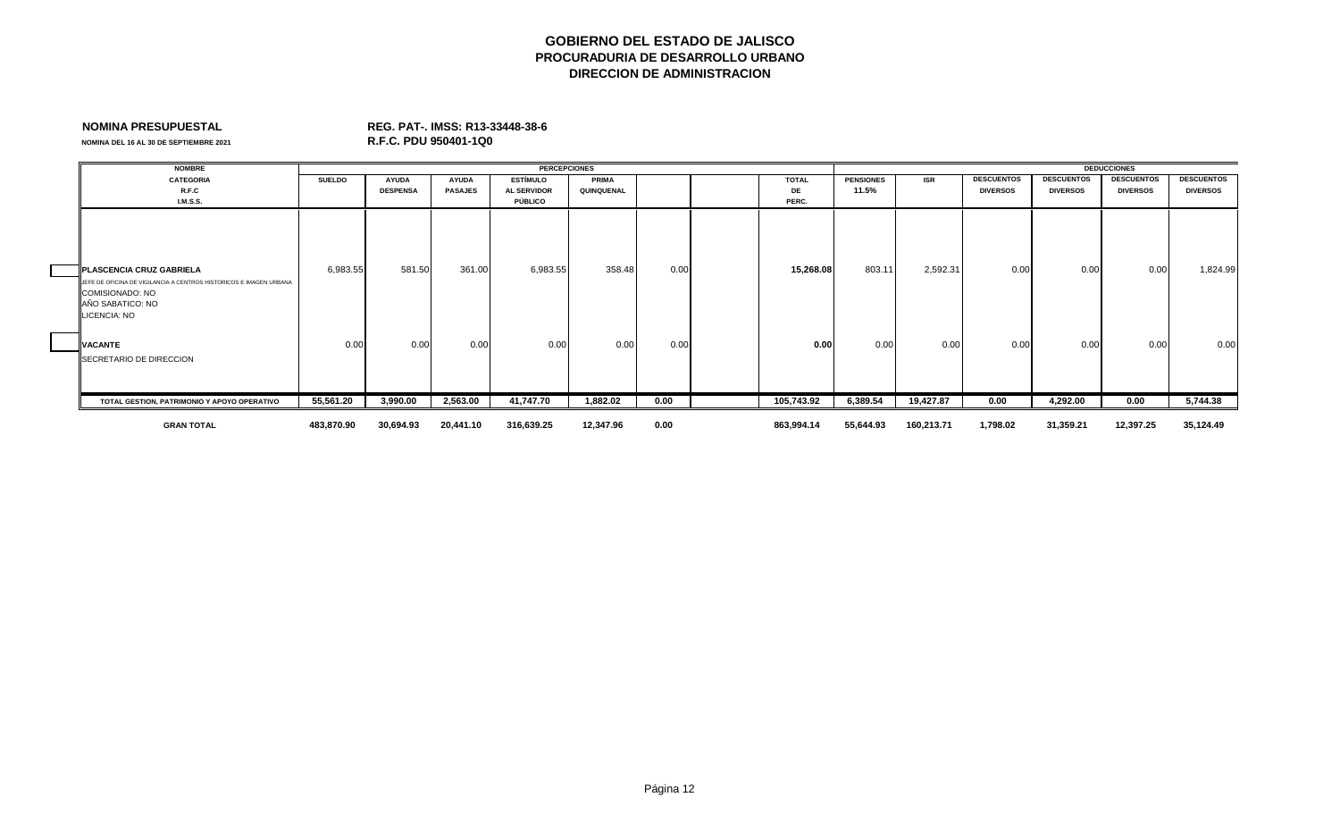# GOBIERNO DEL ESTADO DE JALISCO
## PROCURADURIA DE DESARROLLO URBANO
## DIRECCION DE ADMINISTRACION

**NOMINA PRESUPUESTAL** **REG. PAT-. IMSS: R13-33448-38-6**

**NOMINA DEL 16 AL 30 DE SEPTIEMBRE 2021** **R.F.C. PDU 950401-1Q0**

| NOMBRE / CATEGORIA / R.F.C / I.M.S.S. | PERCEPCIONES | | | | | | | | DEDUCCIONES | | | | | |
|---|---|---|---|---|---|---|---|---|---|---|---|---|---|---|
| | SUELDO | AYUDA DESPENSA | AYUDA PASAJES | ESTÍMULO AL SERVIDOR PÚBLICO | PRIMA QUINQUENAL | | | TOTAL DE PERC. | PENSIONES 11.5% | ISR | DESCUENTOS DIVERSOS | DESCUENTOS DIVERSOS | DESCUENTOS DIVERSOS | DESCUENTOS DIVERSOS |
| **PLASCENCIA CRUZ GABRIELA**<br>JEFE DE OFICINA DE VIGILANCIA A CENTROS HISTORICOS E IMAGEN URBANA<br>COMISIONADO: NO<br>AÑO SABATICO: NO<br>LICENCIA: NO | 6,983.55 | 581.50 | 361.00 | 6,983.55 | 358.48 | 0.00 | | **15,268.08** | 803.11 | 2,592.31 | 0.00 | 0.00 | 0.00 | 1,824.99 |
| **VACANTE**<br>SECRETARIO DE DIRECCION | 0.00 | 0.00 | 0.00 | 0.00 | 0.00 | 0.00 | | **0.00** | 0.00 | 0.00 | 0.00 | 0.00 | 0.00 | 0.00 |
| **TOTAL GESTION, PATRIMONIO Y APOYO OPERATIVO** | **55,561.20** | **3,990.00** | **2,563.00** | **41,747.70** | **1,882.02** | **0.00** | | **105,743.92** | **6,389.54** | **19,427.87** | **0.00** | **4,292.00** | **0.00** | **5,744.38** |
| **GRAN TOTAL** | **483,870.90** | **30,694.93** | **20,441.10** | **316,639.25** | **12,347.96** | **0.00** | | **863,994.14** | **55,644.93** | **160,213.71** | **1,798.02** | **31,359.21** | **12,397.25** | **35,124.49** |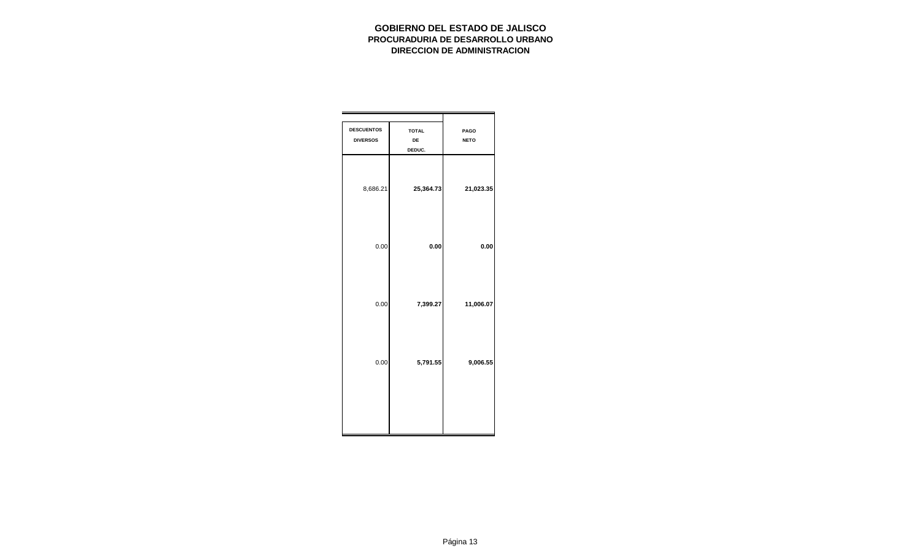**GOBIERNO DEL ESTADO DE JALISCO**
**PROCURADURIA DE DESARROLLO URBANO**
**DIRECCION DE ADMINISTRACION**

| DESCUENTOS DIVERSOS | TOTAL DE DEDUC. | PAGO NETO |
|---|---|---|
| 8,686.21 | **25,364.73** | **21,023.35** |
| 0.00 | **0.00** | **0.00** |
| 0.00 | **7,399.27** | **11,006.07** |
| 0.00 | **5,791.55** | **9,006.55** |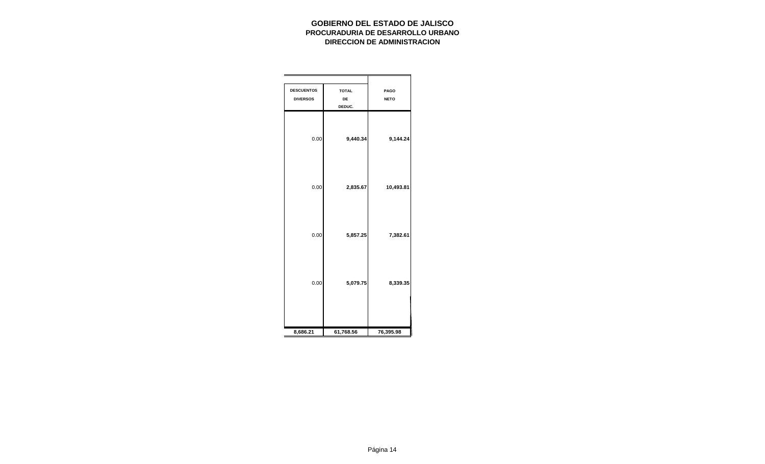**GOBIERNO DEL ESTADO DE JALISCO**
**PROCURADURIA DE DESARROLLO URBANO**
**DIRECCION DE ADMINISTRACION**

| DESCUENTOS DIVERSOS | TOTAL DE DEDUC. | PAGO NETO |
|---|---|---|
| 0.00 | **9,440.34** | **9,144.24** |
| 0.00 | **2,835.67** | **10,493.81** |
| 0.00 | **5,857.25** | **7,382.61** |
| 0.00 | **5,079.75** | **8,339.35** |
| **8,686.21** | **61,768.56** | **76,395.98** |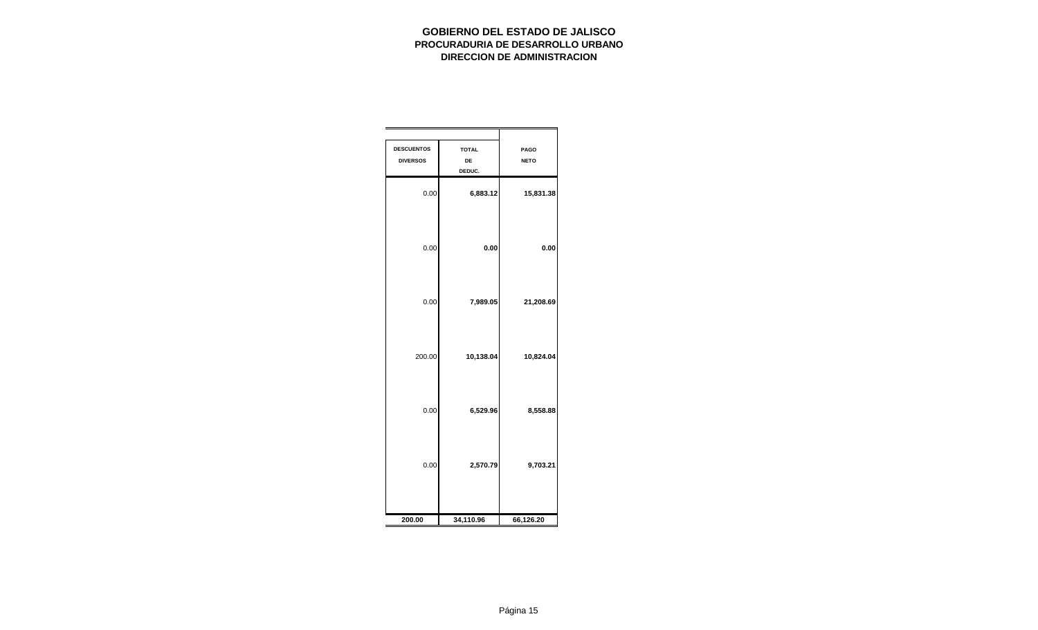**GOBIERNO DEL ESTADO DE JALISCO**
**PROCURADURIA DE DESARROLLO URBANO**
**DIRECCION DE ADMINISTRACION**

| DESCUENTOS DIVERSOS | TOTAL DE DEDUC. | PAGO NETO |
|---|---|---|
| 0.00 | **6,883.12** | **15,831.38** |
| 0.00 | **0.00** | **0.00** |
| 0.00 | **7,989.05** | **21,208.69** |
| 200.00 | **10,138.04** | **10,824.04** |
| 0.00 | **6,529.96** | **8,558.88** |
| 0.00 | **2,570.79** | **9,703.21** |
| **200.00** | **34,110.96** | **66,126.20** |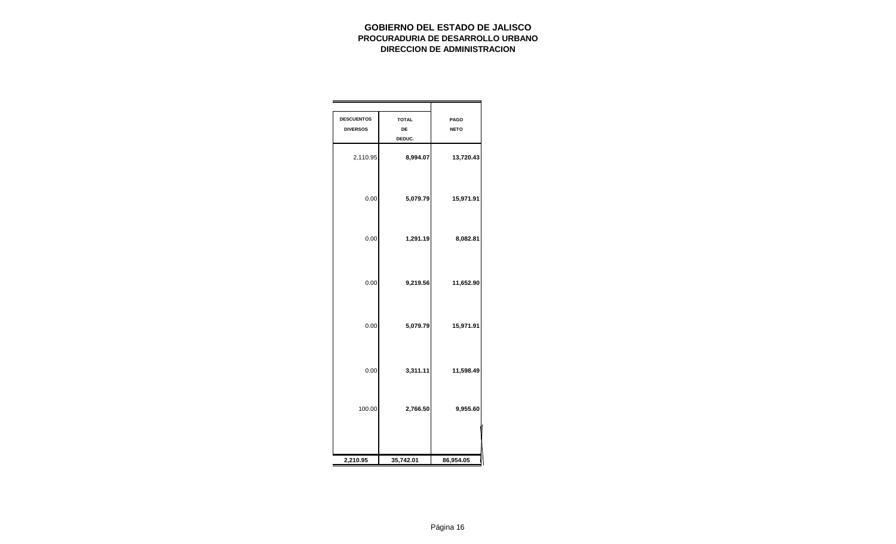**GOBIERNO DEL ESTADO DE JALISCO**
**PROCURADURIA DE DESARROLLO URBANO**
**DIRECCION DE ADMINISTRACION**

| DESCUENTOS DIVERSOS | TOTAL DE DEDUC. | PAGO NETO |
|---|---|---|
| 2,110.95 | **8,994.07** | **13,720.43** |
| 0.00 | **5,079.79** | **15,971.91** |
| 0.00 | **1,291.19** | **8,082.81** |
| 0.00 | **9,219.56** | **11,652.90** |
| 0.00 | **5,079.79** | **15,971.91** |
| 0.00 | **3,311.11** | **11,598.49** |
| 100.00 | **2,766.50** | **9,955.60** |
| **2,210.95** | **35,742.01** | **86,954.05** |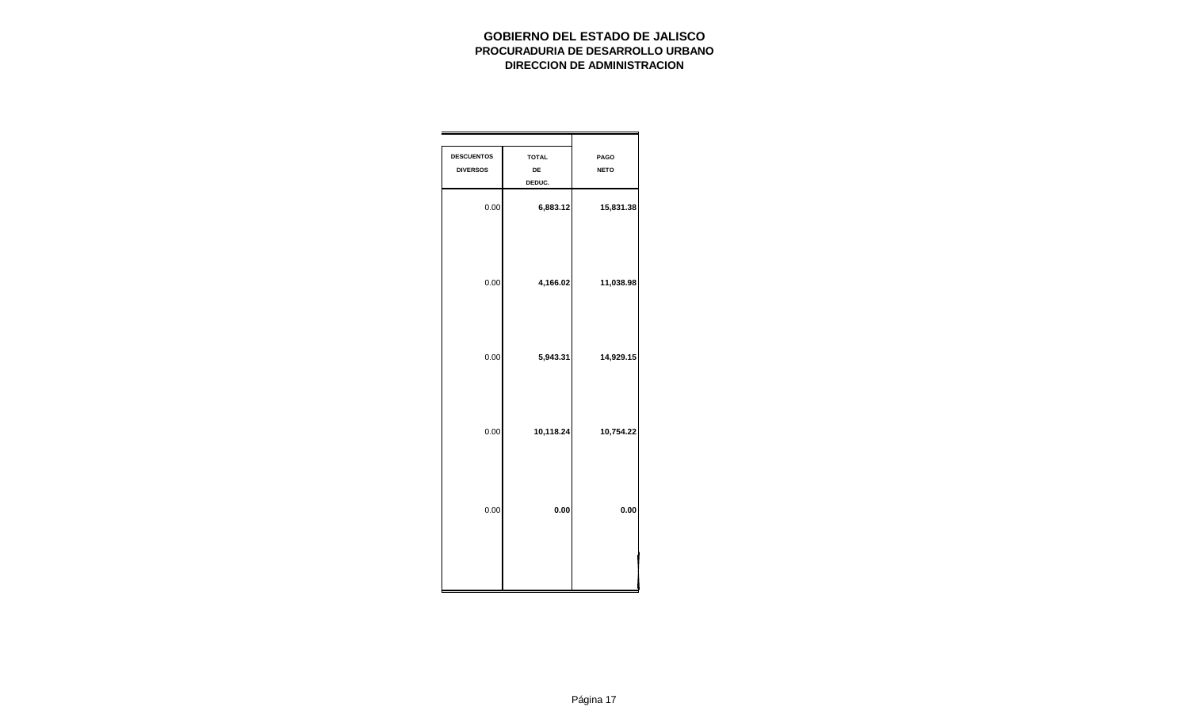**GOBIERNO DEL ESTADO DE JALISCO**
**PROCURADURIA DE DESARROLLO URBANO**
**DIRECCION DE ADMINISTRACION**

| DESCUENTOS DIVERSOS | TOTAL DE DEDUC. | PAGO NETO |
|---|---|---|
| 0.00 | **6,883.12** | **15,831.38** |
| 0.00 | **4,166.02** | **11,038.98** |
| 0.00 | **5,943.31** | **14,929.15** |
| 0.00 | **10,118.24** | **10,754.22** |
| 0.00 | **0.00** | **0.00** |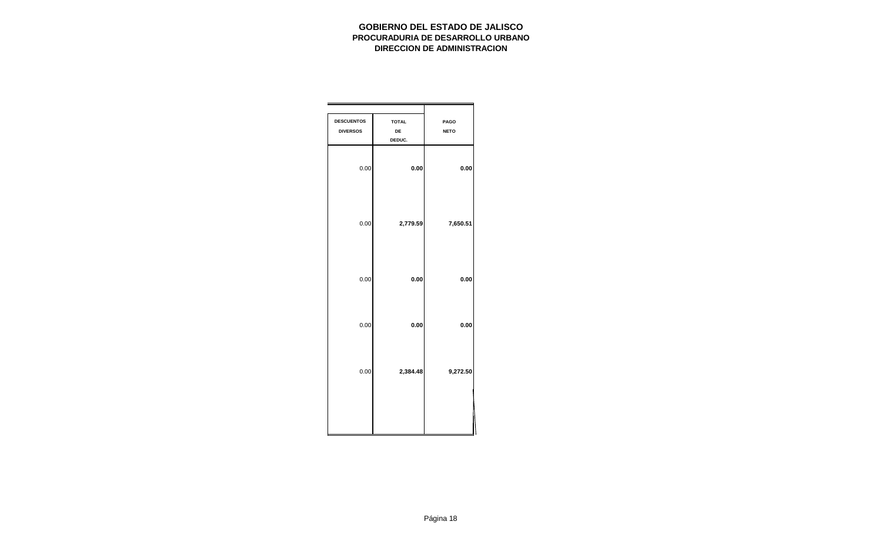**GOBIERNO DEL ESTADO DE JALISCO**
**PROCURADURIA DE DESARROLLO URBANO**
**DIRECCION DE ADMINISTRACION**

| DESCUENTOS DIVERSOS | TOTAL DE DEDUC. | PAGO NETO |
|---|---|---|
| 0.00 | **0.00** | **0.00** |
| 0.00 | **2,779.59** | **7,650.51** |
| 0.00 | **0.00** | **0.00** |
| 0.00 | **0.00** | **0.00** |
| 0.00 | **2,384.48** | **9,272.50** |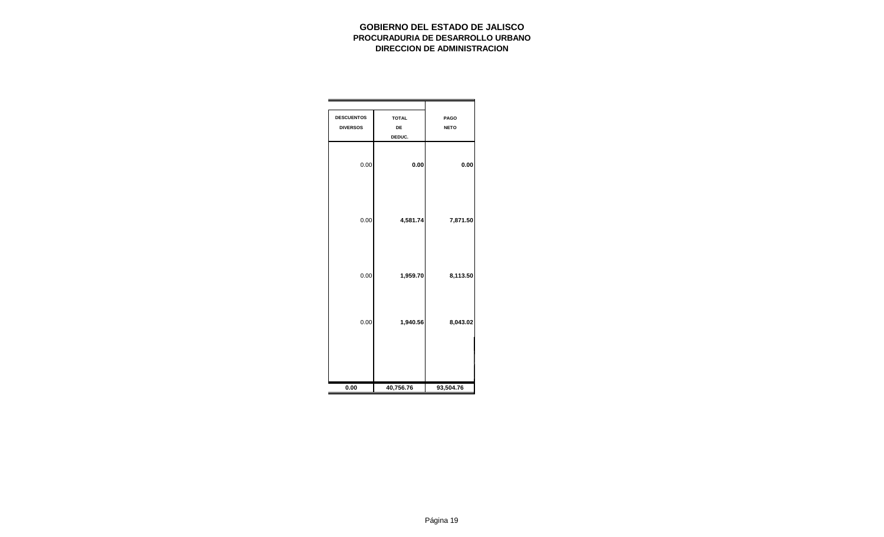**GOBIERNO DEL ESTADO DE JALISCO**
**PROCURADURIA DE DESARROLLO URBANO**
**DIRECCION DE ADMINISTRACION**

| DESCUENTOS DIVERSOS | TOTAL DE DEDUC. | PAGO NETO |
|---|---|---|
| 0.00 | **0.00** | **0.00** |
| 0.00 | **4,581.74** | **7,871.50** |
| 0.00 | **1,959.70** | **8,113.50** |
| 0.00 | **1,940.56** | **8,043.02** |
| **0.00** | **40,756.76** | **93,504.76** |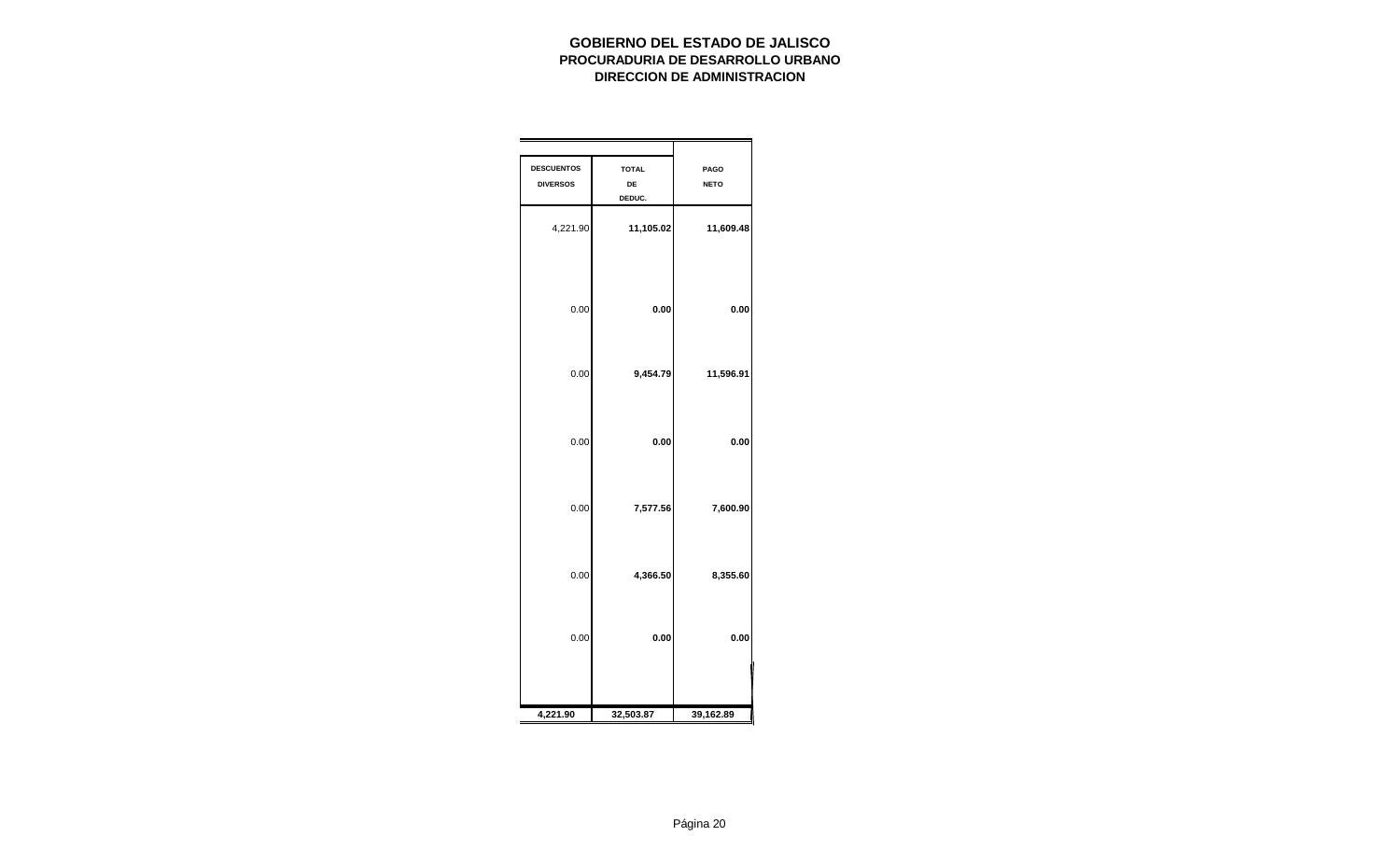**GOBIERNO DEL ESTADO DE JALISCO**
**PROCURADURIA DE DESARROLLO URBANO**
**DIRECCION DE ADMINISTRACION**

| DESCUENTOS DIVERSOS | TOTAL DE DEDUC. | PAGO NETO |
|---|---|---|
| 4,221.90 | **11,105.02** | **11,609.48** |
| 0.00 | **0.00** | **0.00** |
| 0.00 | **9,454.79** | **11,596.91** |
| 0.00 | **0.00** | **0.00** |
| 0.00 | **7,577.56** | **7,600.90** |
| 0.00 | **4,366.50** | **8,355.60** |
| 0.00 | **0.00** | **0.00** |
| **4,221.90** | **32,503.87** | **39,162.89** |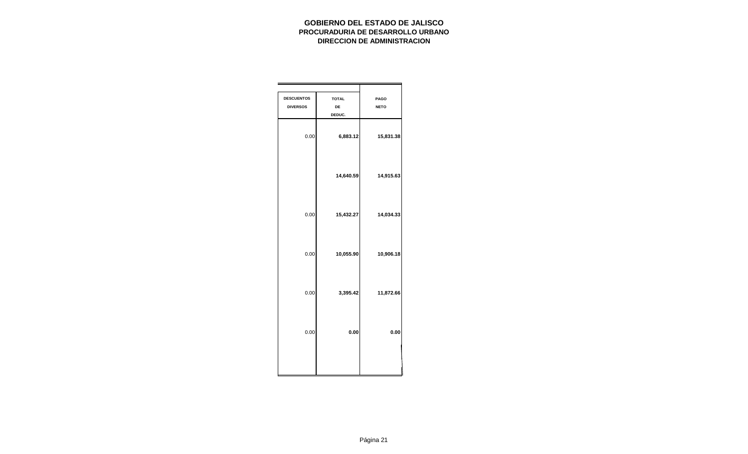**GOBIERNO DEL ESTADO DE JALISCO**
**PROCURADURIA DE DESARROLLO URBANO**
**DIRECCION DE ADMINISTRACION**

| DESCUENTOS DIVERSOS | TOTAL DE DEDUC. | PAGO NETO |
|---|---|---|
| 0.00 | **6,883.12** | **15,831.38** |
| | **14,640.59** | **14,915.63** |
| 0.00 | **15,432.27** | **14,034.33** |
| 0.00 | **10,055.90** | **10,906.18** |
| 0.00 | **3,395.42** | **11,872.66** |
| 0.00 | **0.00** | **0.00** |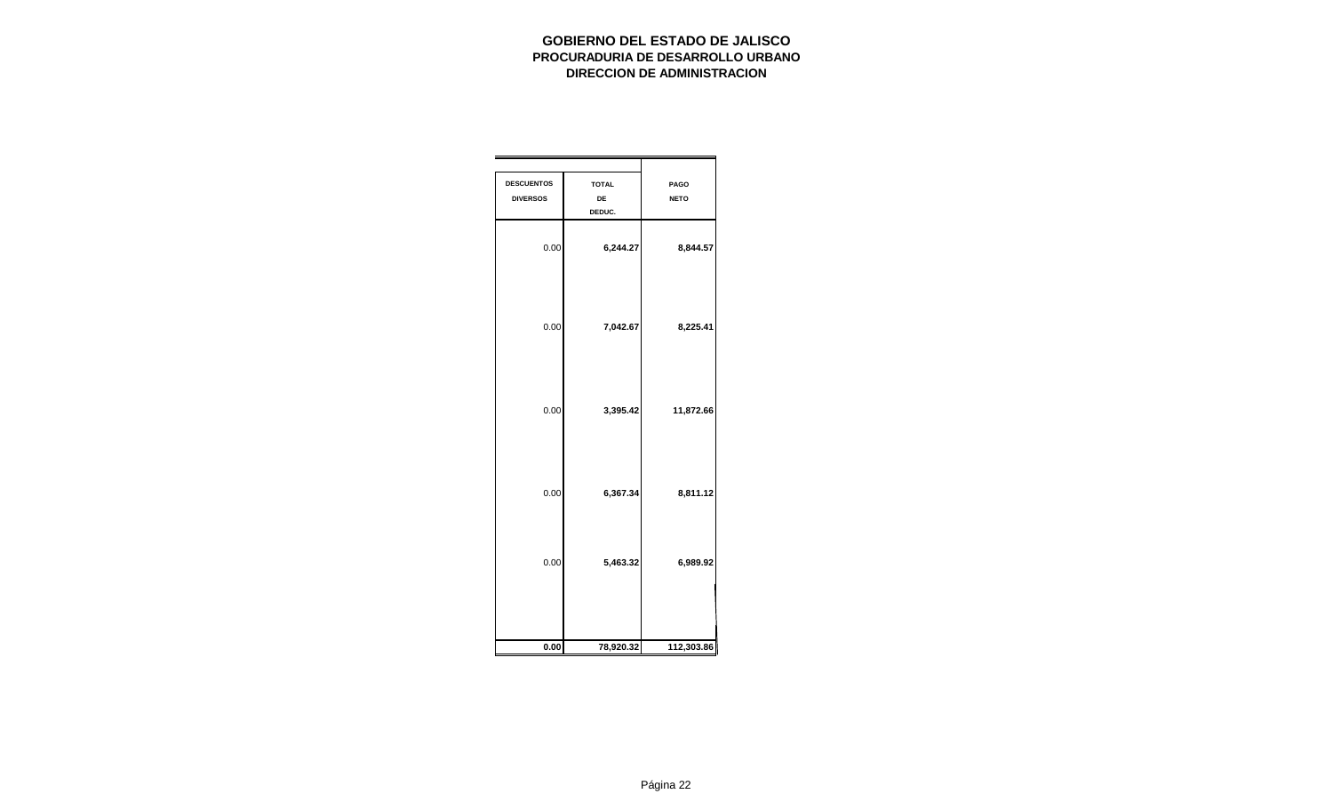**GOBIERNO DEL ESTADO DE JALISCO**
**PROCURADURIA DE DESARROLLO URBANO**
**DIRECCION DE ADMINISTRACION**

| DESCUENTOS DIVERSOS | TOTAL DE DEDUC. | PAGO NETO |
|---|---|---|
| 0.00 | 6,244.27 | 8,844.57 |
| 0.00 | 7,042.67 | 8,225.41 |
| 0.00 | 3,395.42 | 11,872.66 |
| 0.00 | 6,367.34 | 8,811.12 |
| 0.00 | 5,463.32 | 6,989.92 |
| **0.00** | 78,920.32 | 112,303.86 |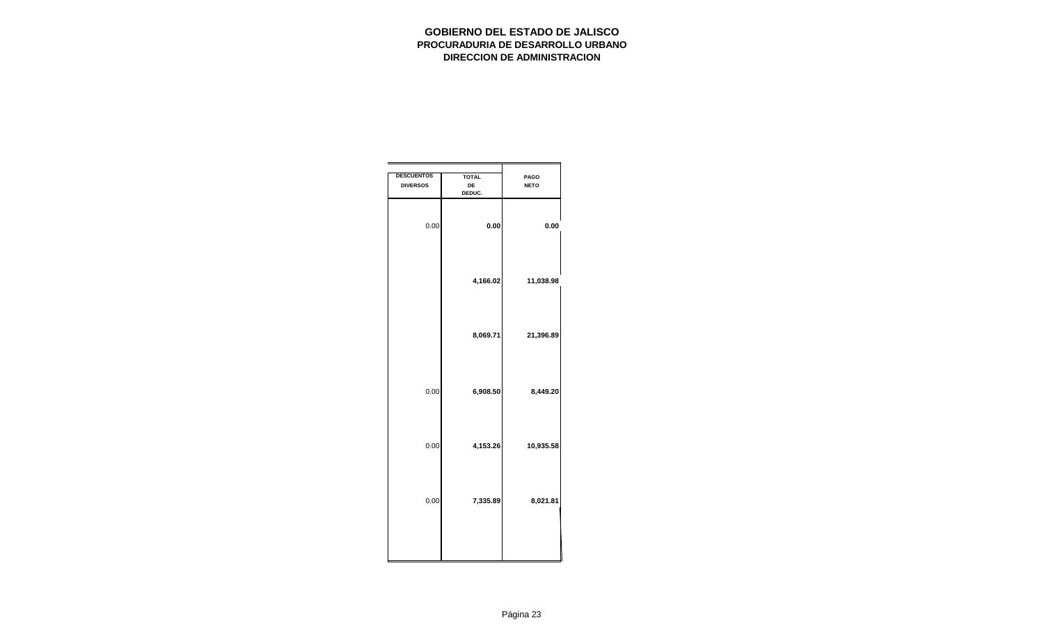**GOBIERNO DEL ESTADO DE JALISCO**
**PROCURADURIA DE DESARROLLO URBANO**
**DIRECCION DE ADMINISTRACION**

| DESCUENTOS DIVERSOS | TOTAL DE DEDUC. | PAGO NETO |
|---|---|---|
| 0.00 | **0.00** | **0.00** |
| | **4,166.02** | **11,038.98** |
| | **8,069.71** | **21,396.89** |
| 0.00 | **6,908.50** | **8,449.20** |
| 0.00 | **4,153.26** | **10,935.58** |
| 0.00 | **7,335.89** | **8,021.81** |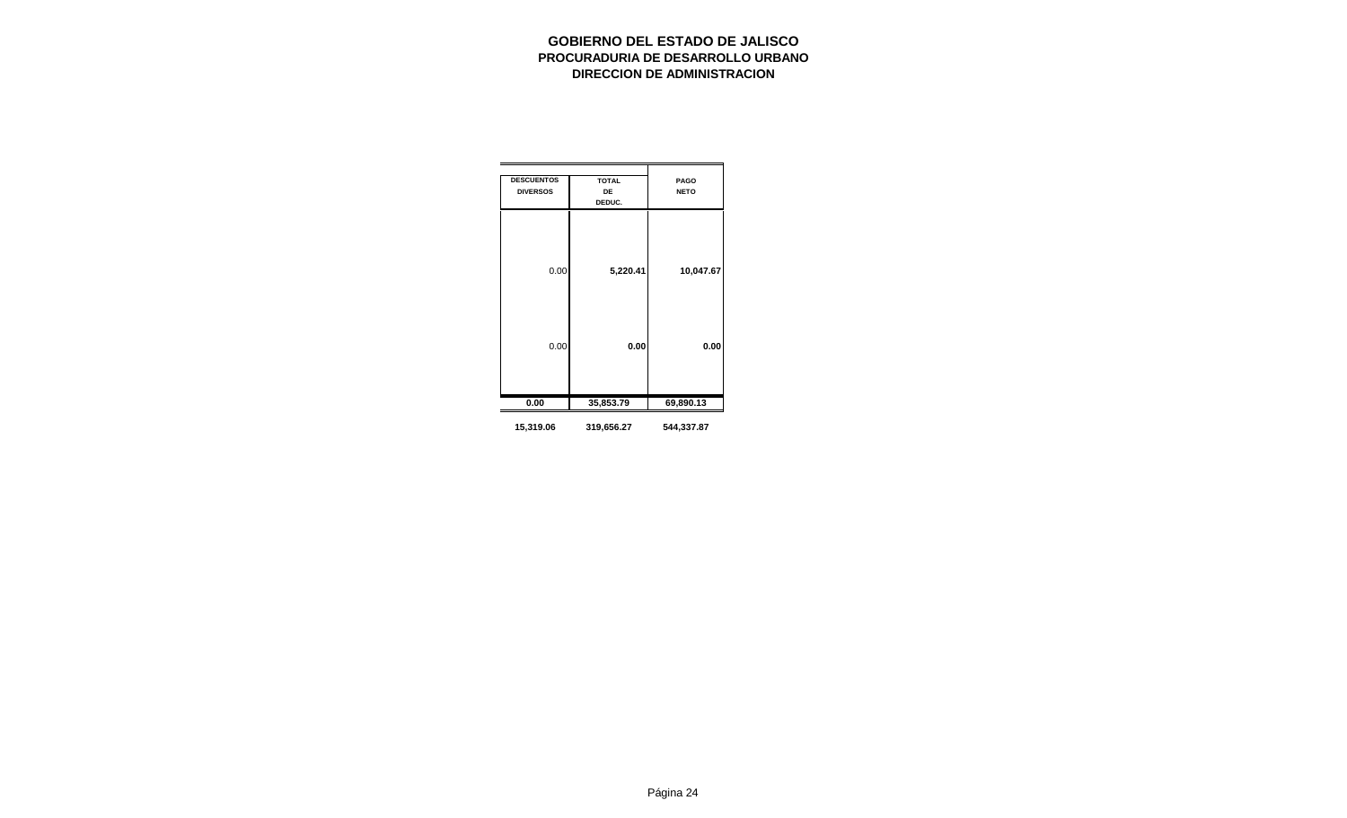# GOBIERNO DEL ESTADO DE JALISCO
## PROCURADURIA DE DESARROLLO URBANO
## DIRECCION DE ADMINISTRACION

| DESCUENTOS DIVERSOS | TOTAL DE DEDUC. | PAGO NETO |
|---|---|---|
| 0.00 | **5,220.41** | **10,047.67** |
| 0.00 | **0.00** | **0.00** |
| **0.00** | **35,853.79** | **69,890.13** |
| **15,319.06** | **319,656.27** | **544,337.87** |